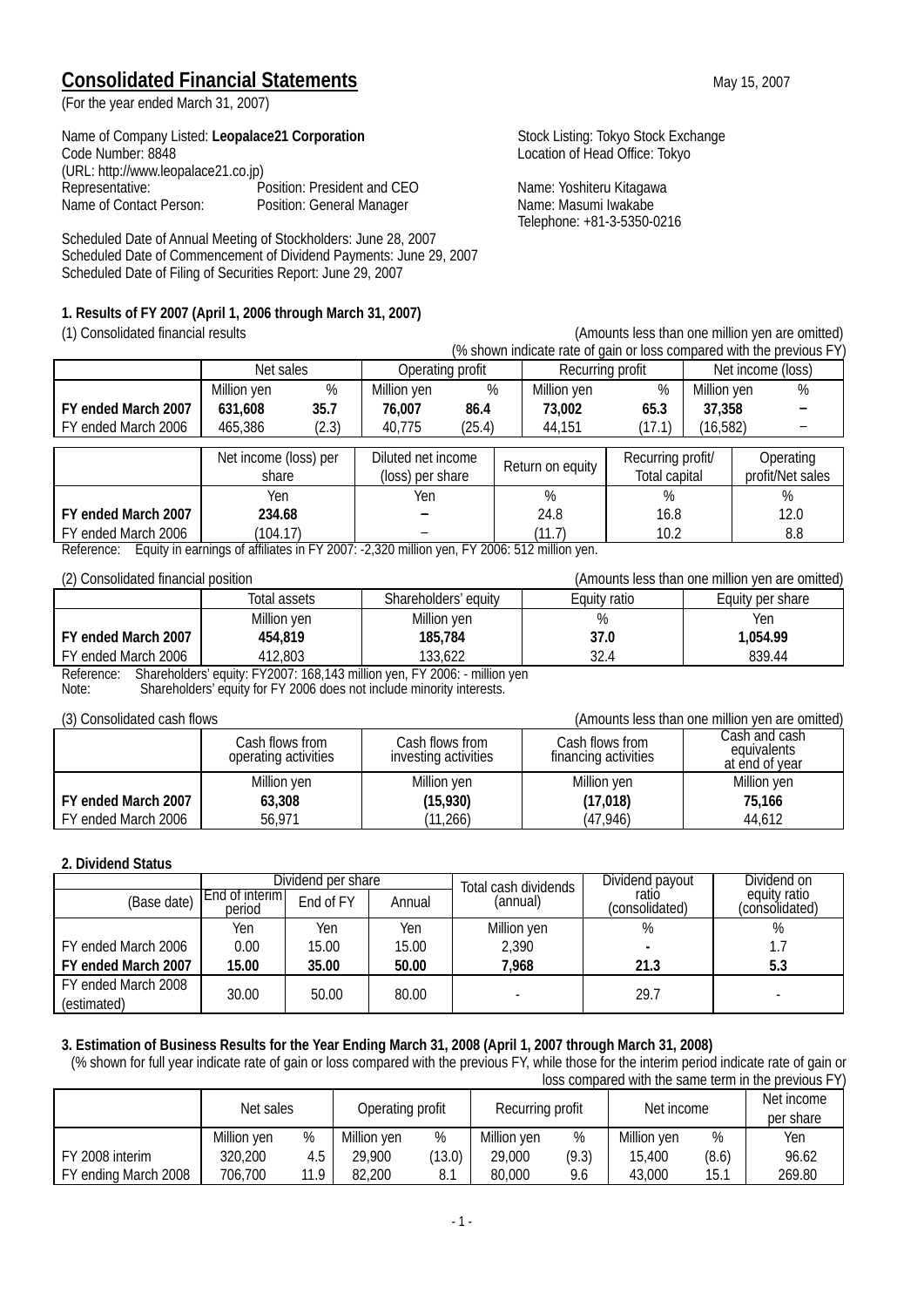# Consolidated Financial Statements

May 15, 2007

(For the year ended March 31, 2007)

Name of Company Listed: **Leopalace21 Corporation**
Code Number: 8848
(URL: http://www.leopalace21.co.jp)
Representative: Position: President and CEO
Name of Contact Person: Position: General Manager

Stock Listing: Tokyo Stock Exchange
Location of Head Office: Tokyo
Name: Yoshiteru Kitagawa
Name: Masumi Iwakabe
Telephone: +81-3-5350-0216

Scheduled Date of Annual Meeting of Stockholders: June 28, 2007
Scheduled Date of Commencement of Dividend Payments: June 29, 2007
Scheduled Date of Filing of Securities Report: June 29, 2007

### 1. Results of FY 2007 (April 1, 2006 through March 31, 2007)

(1) Consolidated financial results (Amounts less than one million yen are omitted)
(% shown indicate rate of gain or loss compared with the previous FY)

| | Net sales | | Operating profit | | Recurring profit | | Net income (loss) | |
|---|---|---|---|---|---|---|---|---|
| | Million yen | % | Million yen | % | Million yen | % | Million yen | % |
| **FY ended March 2007** | **631,608** | **35.7** | **76,007** | **86.4** | **73,002** | **65.3** | **37,358** | **–** |
| FY ended March 2006 | 465,386 | (2.3) | 40,775 | (25.4) | 44,151 | (17.1) | (16,582) | – |

| | Net income (loss) per share | Diluted net income (loss) per share | Return on equity | Recurring profit/ Total capital | Operating profit/Net sales |
|---|---|---|---|---|---|
| | Yen | Yen | % | % | % |
| **FY ended March 2007** | **234.68** | **–** | 24.8 | 16.8 | 12.0 |
| FY ended March 2006 | (104.17) | – | (11.7) | 10.2 | 8.8 |

Reference: Equity in earnings of affiliates in FY 2007: -2,320 million yen, FY 2006: 512 million yen.

(2) Consolidated financial position (Amounts less than one million yen are omitted)

| | Total assets | Shareholders' equity | Equity ratio | Equity per share |
|---|---|---|---|---|
| | Million yen | Million yen | % | Yen |
| **FY ended March 2007** | **454,819** | **185,784** | **37.0** | **1,054.99** |
| FY ended March 2006 | 412,803 | 133,622 | 32.4 | 839.44 |

Reference: Shareholders' equity: FY2007: 168,143 million yen, FY 2006: - million yen
Note: Shareholders' equity for FY 2006 does not include minority interests.

(3) Consolidated cash flows (Amounts less than one million yen are omitted)

| | Cash flows from operating activities | Cash flows from investing activities | Cash flows from financing activities | Cash and cash equivalents at end of year |
|---|---|---|---|---|
| | Million yen | Million yen | Million yen | Million yen |
| **FY ended March 2007** | **63,308** | **(15,930)** | **(17,018)** | **75,166** |
| FY ended March 2006 | 56,971 | (11,266) | (47,946) | 44,612 |

### 2. Dividend Status

| | Dividend per share | | | Total cash dividends (annual) | Dividend payout ratio (consolidated) | Dividend on equity ratio (consolidated) |
|---|---|---|---|---|---|---|
| (Base date) | End of interim period | End of FY | Annual | | | |
| | Yen | Yen | Yen | Million yen | % | % |
| FY ended March 2006 | 0.00 | 15.00 | 15.00 | 2,390 | - | 1.7 |
| **FY ended March 2007** | **15.00** | **35.00** | **50.00** | **7,968** | **21.3** | **5.3** |
| FY ended March 2008 (estimated) | 30.00 | 50.00 | 80.00 | - | 29.7 | - |

### 3. Estimation of Business Results for the Year Ending March 31, 2008 (April 1, 2007 through March 31, 2008)

(% shown for full year indicate rate of gain or loss compared with the previous FY, while those for the interim period indicate rate of gain or loss compared with the same term in the previous FY)

| | Net sales | | Operating profit | | Recurring profit | | Net income | | Net income per share |
|---|---|---|---|---|---|---|---|---|---|
| | Million yen | % | Million yen | % | Million yen | % | Million yen | % | Yen |
| FY 2008 interim | 320,200 | 4.5 | 29,900 | (13.0) | 29,000 | (9.3) | 15,400 | (8.6) | 96.62 |
| FY ending March 2008 | 706,700 | 11.9 | 82,200 | 8.1 | 80,000 | 9.6 | 43,000 | 15.1 | 269.80 |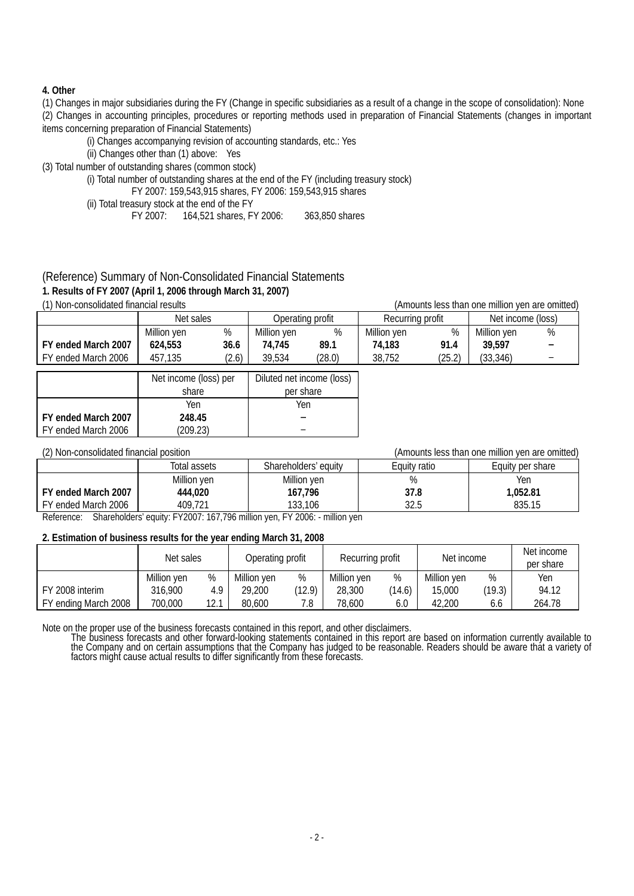**4. Other**

(1) Changes in major subsidiaries during the FY (Change in specific subsidiaries as a result of a change in the scope of consolidation): None

(2) Changes in accounting principles, procedures or reporting methods used in preparation of Financial Statements (changes in important items concerning preparation of Financial Statements)

(i) Changes accompanying revision of accounting standards, etc.: Yes

(ii) Changes other than (1) above: Yes

(3) Total number of outstanding shares (common stock)

(i) Total number of outstanding shares at the end of the FY (including treasury stock)

FY 2007: 159,543,915 shares, FY 2006: 159,543,915 shares

(ii) Total treasury stock at the end of the FY

FY 2007: 164,521 shares, FY 2006: 363,850 shares

## (Reference) Summary of Non-Consolidated Financial Statements

**1. Results of FY 2007 (April 1, 2006 through March 31, 2007)**

(1) Non-consolidated financial results (Amounts less than one million yen are omitted)

| | Net sales | | Operating profit | | Recurring profit | | Net income (loss) | |
|---|---|---|---|---|---|---|---|---|
| | Million yen | % | Million yen | % | Million yen | % | Million yen | % |
| **FY ended March 2007** | **624,553** | **36.6** | **74,745** | **89.1** | **74,183** | **91.4** | **39,597** | **–** |
| FY ended March 2006 | 457,135 | (2.6) | 39,534 | (28.0) | 38,752 | (25.2) | (33,346) | – |

| | Net income (loss) per share | Diluted net income (loss) per share |
|---|---|---|
| | Yen | Yen |
| **FY ended March 2007** | **248.45** | **–** |
| FY ended March 2006 | (209.23) | – |

(2) Non-consolidated financial position (Amounts less than one million yen are omitted)

| | Total assets | Shareholders' equity | Equity ratio | Equity per share |
|---|---|---|---|---|
| | Million yen | Million yen | % | Yen |
| **FY ended March 2007** | **444,020** | **167,796** | **37.8** | **1,052.81** |
| FY ended March 2006 | 409,721 | 133,106 | 32.5 | 835.15 |

Reference: Shareholders' equity: FY2007: 167,796 million yen, FY 2006: - million yen

**2. Estimation of business results for the year ending March 31, 2008**

| | Net sales | | Operating profit | | Recurring profit | | Net income | | Net income per share |
|---|---|---|---|---|---|---|---|---|---|
| | Million yen | % | Million yen | % | Million yen | % | Million yen | % | Yen |
| FY 2008 interim | 316,900 | 4.9 | 29,200 | (12.9) | 28,300 | (14.6) | 15,000 | (19.3) | 94.12 |
| FY ending March 2008 | 700,000 | 12.1 | 80,600 | 7.8 | 78,600 | 6.0 | 42,200 | 6.6 | 264.78 |

Note on the proper use of the business forecasts contained in this report, and other disclaimers.

The business forecasts and other forward-looking statements contained in this report are based on information currently available to the Company and on certain assumptions that the Company has judged to be reasonable. Readers should be aware that a variety of factors might cause actual results to differ significantly from these forecasts.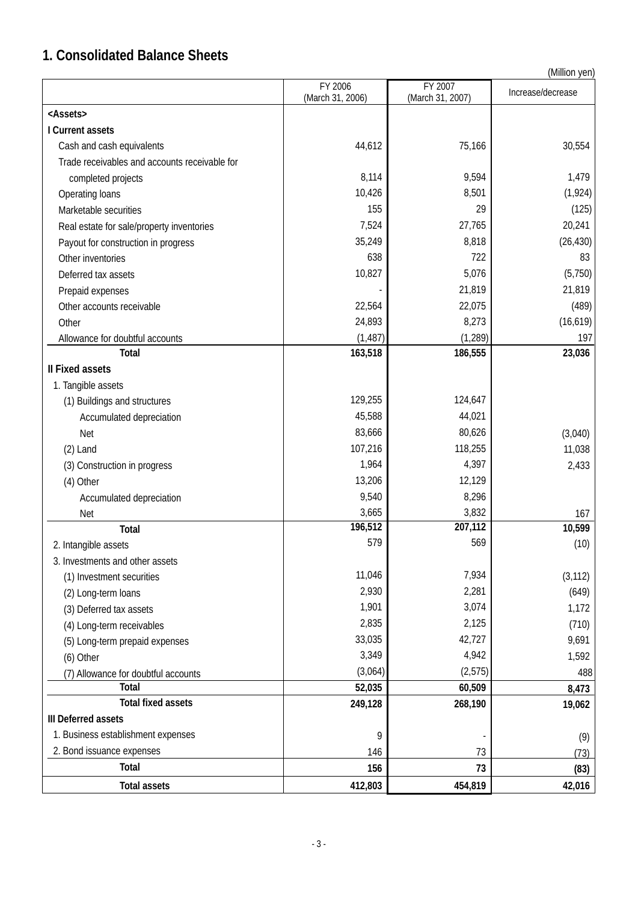# 1. Consolidated Balance Sheets

(Million yen)

| | FY 2006 (March 31, 2006) | FY 2007 (March 31, 2007) | Increase/decrease |
|---|---|---|---|
| **<Assets>** | | | |
| **I Current assets** | | | |
| Cash and cash equivalents | 44,612 | 75,166 | 30,554 |
| Trade receivables and accounts receivable for completed projects | 8,114 | 9,594 | 1,479 |
| Operating loans | 10,426 | 8,501 | (1,924) |
| Marketable securities | 155 | 29 | (125) |
| Real estate for sale/property inventories | 7,524 | 27,765 | 20,241 |
| Payout for construction in progress | 35,249 | 8,818 | (26,430) |
| Other inventories | 638 | 722 | 83 |
| Deferred tax assets | 10,827 | 5,076 | (5,750) |
| Prepaid expenses | - | 21,819 | 21,819 |
| Other accounts receivable | 22,564 | 22,075 | (489) |
| Other | 24,893 | 8,273 | (16,619) |
| Allowance for doubtful accounts | (1,487) | (1,289) | 197 |
| **Total** | **163,518** | **186,555** | **23,036** |
| **II Fixed assets** | | | |
| 1. Tangible assets | | | |
| (1) Buildings and structures | 129,255 | 124,647 | |
| Accumulated depreciation | 45,588 | 44,021 | |
| Net | 83,666 | 80,626 | (3,040) |
| (2) Land | 107,216 | 118,255 | 11,038 |
| (3) Construction in progress | 1,964 | 4,397 | 2,433 |
| (4) Other | 13,206 | 12,129 | |
| Accumulated depreciation | 9,540 | 8,296 | |
| Net | 3,665 | 3,832 | 167 |
| **Total** | **196,512** | **207,112** | **10,599** |
| 2. Intangible assets | 579 | 569 | (10) |
| 3. Investments and other assets | | | |
| (1) Investment securities | 11,046 | 7,934 | (3,112) |
| (2) Long-term loans | 2,930 | 2,281 | (649) |
| (3) Deferred tax assets | 1,901 | 3,074 | 1,172 |
| (4) Long-term receivables | 2,835 | 2,125 | (710) |
| (5) Long-term prepaid expenses | 33,035 | 42,727 | 9,691 |
| (6) Other | 3,349 | 4,942 | 1,592 |
| (7) Allowance for doubtful accounts | (3,064) | (2,575) | 488 |
| **Total** | **52,035** | **60,509** | **8,473** |
| **Total fixed assets** | **249,128** | **268,190** | **19,062** |
| **III Deferred assets** | | | |
| 1. Business establishment expenses | 9 | - | (9) |
| 2. Bond issuance expenses | 146 | 73 | (73) |
| **Total** | **156** | **73** | **(83)** |
| **Total assets** | **412,803** | **454,819** | **42,016** |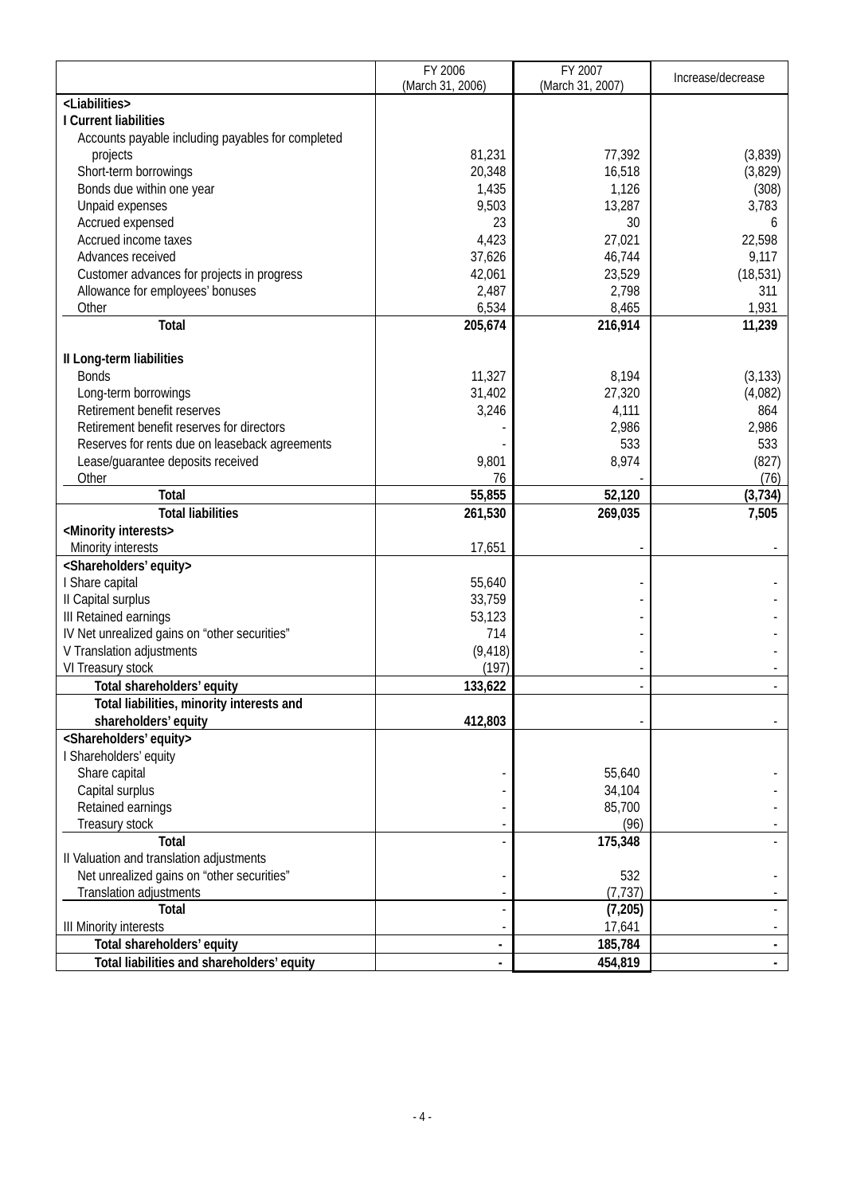| | FY 2006 (March 31, 2006) | FY 2007 (March 31, 2007) | Increase/decrease |
|---|---|---|---|
| <Liabilities> | | | |
| I Current liabilities | | | |
| Accounts payable including payables for completed projects | 81,231 | 77,392 | (3,839) |
| Short-term borrowings | 20,348 | 16,518 | (3,829) |
| Bonds due within one year | 1,435 | 1,126 | (308) |
| Unpaid expenses | 9,503 | 13,287 | 3,783 |
| Accrued expensed | 23 | 30 | 6 |
| Accrued income taxes | 4,423 | 27,021 | 22,598 |
| Advances received | 37,626 | 46,744 | 9,117 |
| Customer advances for projects in progress | 42,061 | 23,529 | (18,531) |
| Allowance for employees' bonuses | 2,487 | 2,798 | 311 |
| Other | 6,534 | 8,465 | 1,931 |
| **Total** | **205,674** | **216,914** | **11,239** |
| II Long-term liabilities | | | |
| Bonds | 11,327 | 8,194 | (3,133) |
| Long-term borrowings | 31,402 | 27,320 | (4,082) |
| Retirement benefit reserves | 3,246 | 4,111 | 864 |
| Retirement benefit reserves for directors | - | 2,986 | 2,986 |
| Reserves for rents due on leaseback agreements | - | 533 | 533 |
| Lease/guarantee deposits received | 9,801 | 8,974 | (827) |
| Other | 76 | - | (76) |
| **Total** | **55,855** | **52,120** | **(3,734)** |
| **Total liabilities** | **261,530** | **269,035** | **7,505** |
| <Minority interests> | | | |
| Minority interests | 17,651 | - | - |
| <Shareholders' equity> | | | |
| I Share capital | 55,640 | - | - |
| II Capital surplus | 33,759 | - | - |
| III Retained earnings | 53,123 | - | - |
| IV Net unrealized gains on "other securities" | 714 | - | - |
| V Translation adjustments | (9,418) | - | - |
| VI Treasury stock | (197) | - | - |
| **Total shareholders' equity** | **133,622** | - | - |
| **Total liabilities, minority interests and shareholders' equity** | **412,803** | - | - |
| <Shareholders' equity> | | | |
| I Shareholders' equity | | | |
| Share capital | - | 55,640 | - |
| Capital surplus | - | 34,104 | - |
| Retained earnings | - | 85,700 | - |
| Treasury stock | - | (96) | - |
| **Total** | - | **175,348** | - |
| II Valuation and translation adjustments | | | |
| Net unrealized gains on "other securities" | - | 532 | - |
| Translation adjustments | - | (7,737) | - |
| **Total** | - | **(7,205)** | - |
| III Minority interests | - | 17,641 | - |
| **Total shareholders' equity** | **-** | **185,784** | **-** |
| **Total liabilities and shareholders' equity** | **-** | **454,819** | **-** |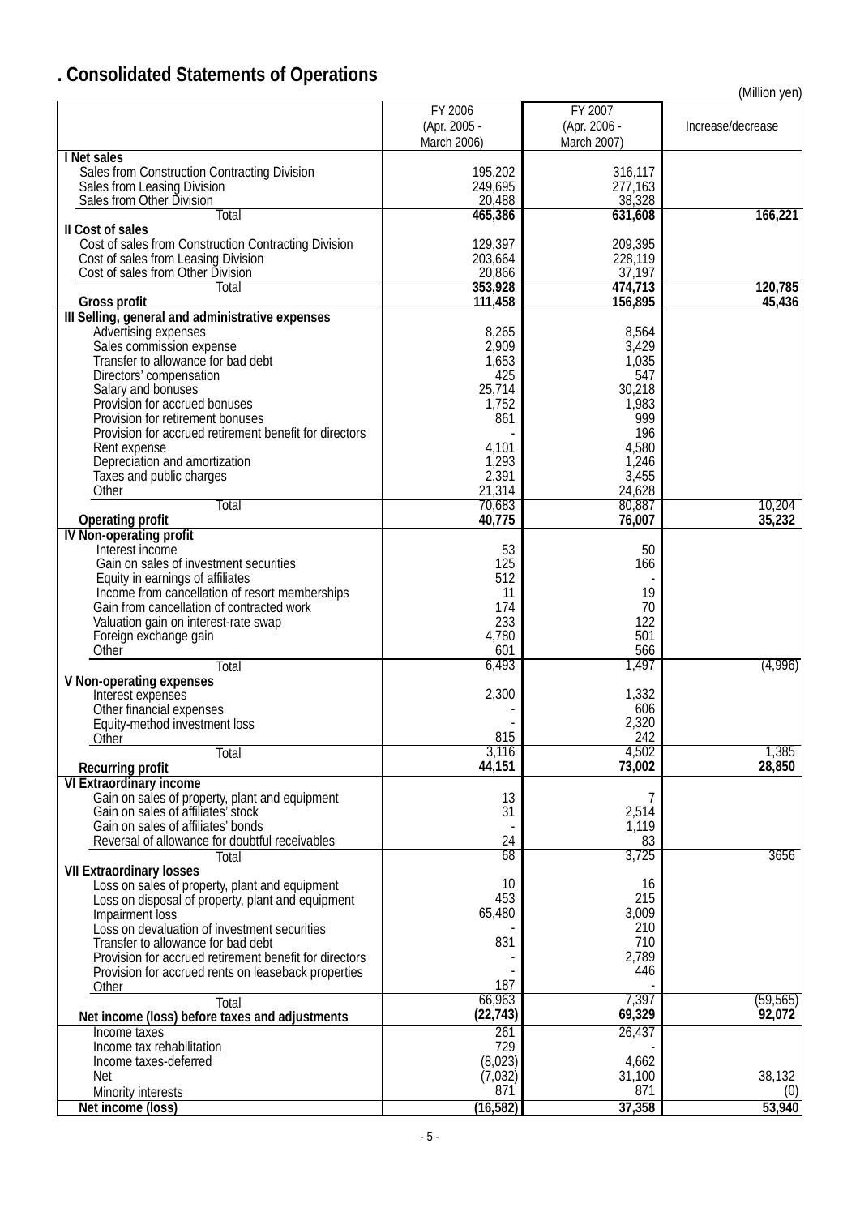## . Consolidated Statements of Operations

(Million yen)

| | FY 2006 (Apr. 2005 - March 2006) | FY 2007 (Apr. 2006 - March 2007) | Increase/decrease |
|---|---|---|---|
| **I Net sales** | | | |
| Sales from Construction Contracting Division | 195,202 | 316,117 | |
| Sales from Leasing Division | 249,695 | 277,163 | |
| Sales from Other Division | 20,488 | 38,328 | |
| Total | 465,386 | 631,608 | 166,221 |
| **II Cost of sales** | | | |
| Cost of sales from Construction Contracting Division | 129,397 | 209,395 | |
| Cost of sales from Leasing Division | 203,664 | 228,119 | |
| Cost of sales from Other Division | 20,866 | 37,197 | |
| Total | 353,928 | 474,713 | 120,785 |
| **Gross profit** | 111,458 | 156,895 | 45,436 |
| **III Selling, general and administrative expenses** | | | |
| Advertising expenses | 8,265 | 8,564 | |
| Sales commission expense | 2,909 | 3,429 | |
| Transfer to allowance for bad debt | 1,653 | 1,035 | |
| Directors' compensation | 425 | 547 | |
| Salary and bonuses | 25,714 | 30,218 | |
| Provision for accrued bonuses | 1,752 | 1,983 | |
| Provision for retirement bonuses | 861 | 999 | |
| Provision for accrued retirement benefit for directors | - | 196 | |
| Rent expense | 4,101 | 4,580 | |
| Depreciation and amortization | 1,293 | 1,246 | |
| Taxes and public charges | 2,391 | 3,455 | |
| Other | 21,314 | 24,628 | |
| Total | 70,683 | 80,887 | 10,204 |
| **Operating profit** | 40,775 | 76,007 | 35,232 |
| **IV Non-operating profit** | | | |
| Interest income | 53 | 50 | |
| Gain on sales of investment securities | 125 | 166 | |
| Equity in earnings of affiliates | 512 | - | |
| Income from cancellation of resort memberships | 11 | 19 | |
| Gain from cancellation of contracted work | 174 | 70 | |
| Valuation gain on interest-rate swap | 233 | 122 | |
| Foreign exchange gain | 4,780 | 501 | |
| Other | 601 | 566 | |
| Total | 6,493 | 1,497 | (4,996) |
| **V Non-operating expenses** | | | |
| Interest expenses | 2,300 | 1,332 | |
| Other financial expenses | - | 606 | |
| Equity-method investment loss | - | 2,320 | |
| Other | 815 | 242 | |
| Total | 3,116 | 4,502 | 1,385 |
| **Recurring profit** | 44,151 | 73,002 | 28,850 |
| **VI Extraordinary income** | | | |
| Gain on sales of property, plant and equipment | 13 | 7 | |
| Gain on sales of affiliates' stock | 31 | 2,514 | |
| Gain on sales of affiliates' bonds | - | 1,119 | |
| Reversal of allowance for doubtful receivables | 24 | 83 | |
| Total | 68 | 3,725 | 3656 |
| **VII Extraordinary losses** | | | |
| Loss on sales of property, plant and equipment | 10 | 16 | |
| Loss on disposal of property, plant and equipment | 453 | 215 | |
| Impairment loss | 65,480 | 3,009 | |
| Loss on devaluation of investment securities | - | 210 | |
| Transfer to allowance for bad debt | 831 | 710 | |
| Provision for accrued retirement benefit for directors | - | 2,789 | |
| Provision for accrued rents on leaseback properties | - | 446 | |
| Other | 187 | - | |
| Total | 66,963 | 7,397 | (59,565) |
| **Net income (loss) before taxes and adjustments** | (22,743) | 69,329 | 92,072 |
| Income taxes | 261 | 26,437 | |
| Income tax rehabilitation | 729 | - | |
| Income taxes-deferred | (8,023) | 4,662 | |
| Net | (7,032) | 31,100 | 38,132 |
| Minority interests | 871 | 871 | (0) |
| **Net income (loss)** | (16,582) | 37,358 | 53,940 |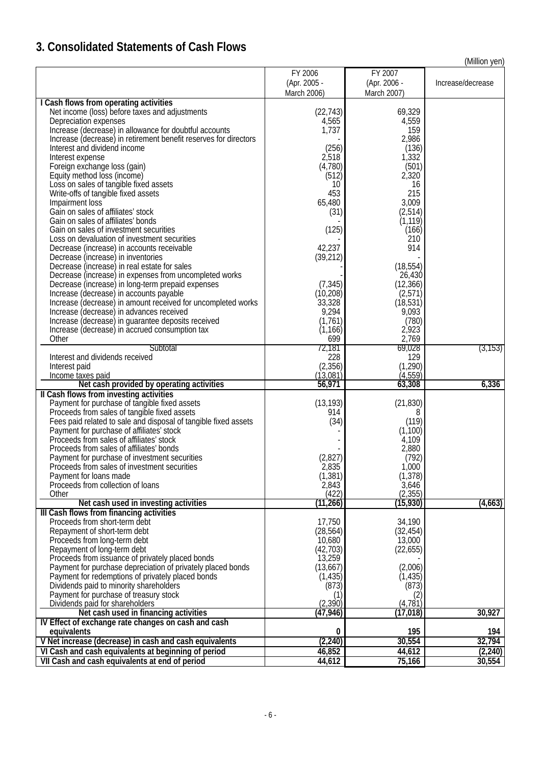## 3. Consolidated Statements of Cash Flows

(Million yen)

| | FY 2006 (Apr. 2005 - March 2006) | FY 2007 (Apr. 2006 - March 2007) | Increase/decrease |
|---|---|---|---|
| **I Cash flows from operating activities** | | | |
| Net income (loss) before taxes and adjustments | (22,743) | 69,329 | |
| Depreciation expenses | 4,565 | 4,559 | |
| Increase (decrease) in allowance for doubtful accounts | 1,737 | 159 | |
| Increase (decrease) in retirement benefit reserves for directors | - | 2,986 | |
| Interest and dividend income | (256) | (136) | |
| Interest expense | 2,518 | 1,332 | |
| Foreign exchange loss (gain) | (4,780) | (501) | |
| Equity method loss (income) | (512) | 2,320 | |
| Loss on sales of tangible fixed assets | 10 | 16 | |
| Write-offs of tangible fixed assets | 453 | 215 | |
| Impairment loss | 65,480 | 3,009 | |
| Gain on sales of affiliates' stock | (31) | (2,514) | |
| Gain on sales of affiliates' bonds | - | (1,119) | |
| Gain on sales of investment securities | (125) | (166) | |
| Loss on devaluation of investment securities | - | 210 | |
| Decrease (increase) in accounts receivable | 42,237 | 914 | |
| Decrease (increase) in inventories | (39,212) | - | |
| Decrease (increase) in real estate for sales | - | (18,554) | |
| Decrease (increase) in expenses from uncompleted works | - | 26,430 | |
| Decrease (increase) in long-term prepaid expenses | (7,345) | (12,366) | |
| Increase (decrease) in accounts payable | (10,208) | (2,571) | |
| Increase (decrease) in amount received for uncompleted works | 33,328 | (18,531) | |
| Increase (decrease) in advances received | 9,294 | 9,093 | |
| Increase (decrease) in guarantee deposits received | (1,761) | (780) | |
| Increase (decrease) in accrued consumption tax | (1,166) | 2,923 | |
| Other | 699 | 2,769 | |
| Subtotal | 72,181 | 69,028 | (3,153) |
| Interest and dividends received | 228 | 129 | |
| Interest paid | (2,356) | (1,290) | |
| Income taxes paid | (13,081) | (4,559) | |
| **Net cash provided by operating activities** | **56,971** | **63,308** | **6,336** |
| **II Cash flows from investing activities** | | | |
| Payment for purchase of tangible fixed assets | (13,193) | (21,830) | |
| Proceeds from sales of tangible fixed assets | 914 | 8 | |
| Fees paid related to sale and disposal of tangible fixed assets | (34) | (119) | |
| Payment for purchase of affiliates' stock | - | (1,100) | |
| Proceeds from sales of affiliates' stock | - | 4,109 | |
| Proceeds from sales of affiliates' bonds | - | 2,880 | |
| Payment for purchase of investment securities | (2,827) | (792) | |
| Proceeds from sales of investment securities | 2,835 | 1,000 | |
| Payment for loans made | (1,381) | (1,378) | |
| Proceeds from collection of loans | 2,843 | 3,646 | |
| Other | (422) | (2,355) | |
| **Net cash used in investing activities** | **(11,266)** | **(15,930)** | **(4,663)** |
| **III Cash flows from financing activities** | | | |
| Proceeds from short-term debt | 17,750 | 34,190 | |
| Repayment of short-term debt | (28,564) | (32,454) | |
| Proceeds from long-term debt | 10,680 | 13,000 | |
| Repayment of long-term debt | (42,703) | (22,655) | |
| Proceeds from issuance of privately placed bonds | 13,259 | - | |
| Payment for purchase depreciation of privately placed bonds | (13,667) | (2,006) | |
| Payment for redemptions of privately placed bonds | (1,435) | (1,435) | |
| Dividends paid to minority shareholders | (873) | (873) | |
| Payment for purchase of treasury stock | (1) | (2) | |
| Dividends paid for shareholders | (2,390) | (4,781) | |
| **Net cash used in financing activities** | **(47,946)** | **(17,018)** | **30,927** |
| **IV Effect of exchange rate changes on cash and cash equivalents** | **0** | **195** | **194** |
| **V Net increase (decrease) in cash and cash equivalents** | **(2,240)** | **30,554** | **32,794** |
| **VI Cash and cash equivalents at beginning of period** | **46,852** | **44,612** | **(2,240)** |
| **VII Cash and cash equivalents at end of period** | **44,612** | **75,166** | **30,554** |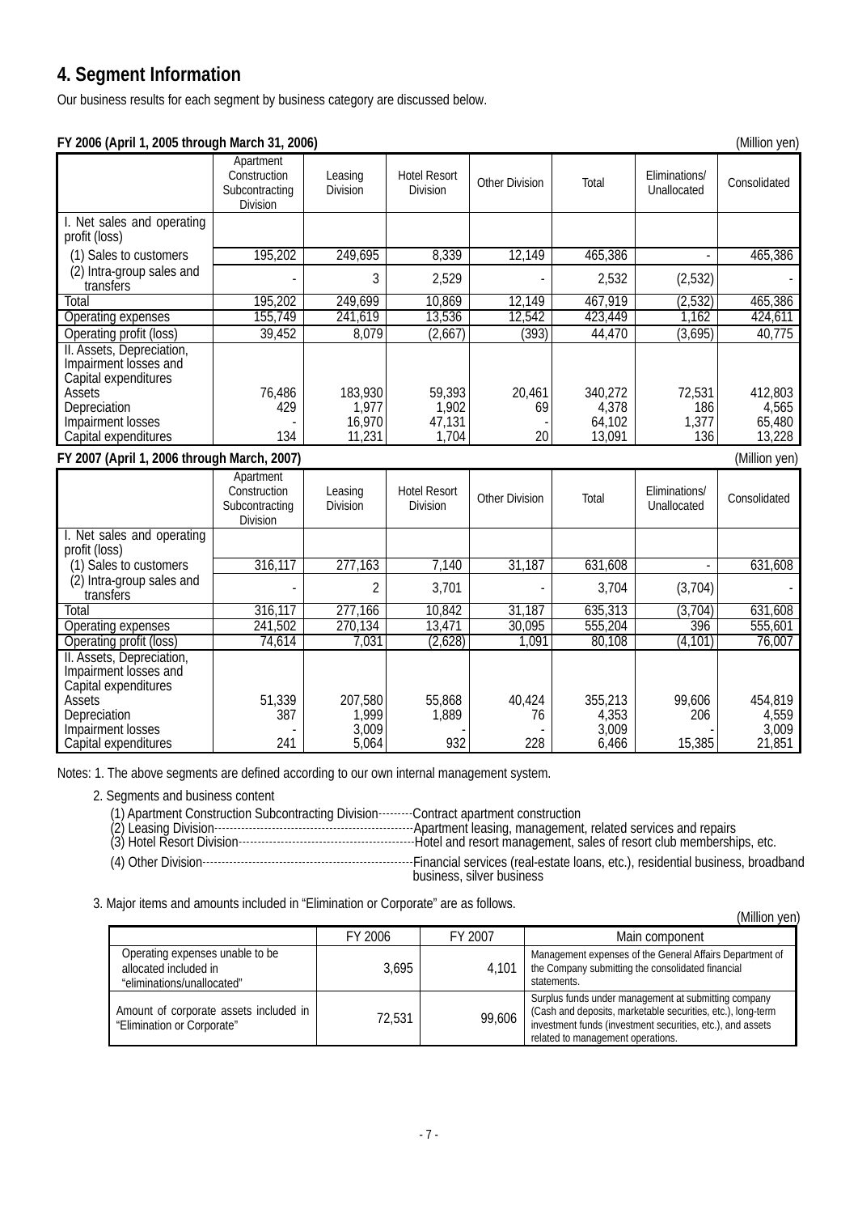## 4. Segment Information

Our business results for each segment by business category are discussed below.

**FY 2006 (April 1, 2005 through March 31, 2006)** (Million yen)

| | Apartment Construction Subcontracting Division | Leasing Division | Hotel Resort Division | Other Division | Total | Eliminations/ Unallocated | Consolidated |
|---|---|---|---|---|---|---|---|
| I. Net sales and operating profit (loss) | | | | | | | |
| (1) Sales to customers | 195,202 | 249,695 | 8,339 | 12,149 | 465,386 | - | 465,386 |
| (2) Intra-group sales and transfers | - | 3 | 2,529 | - | 2,532 | (2,532) | - |
| Total | 195,202 | 249,699 | 10,869 | 12,149 | 467,919 | (2,532) | 465,386 |
| Operating expenses | 155,749 | 241,619 | 13,536 | 12,542 | 423,449 | 1,162 | 424,611 |
| Operating profit (loss) | 39,452 | 8,079 | (2,667) | (393) | 44,470 | (3,695) | 40,775 |
| II. Assets, Depreciation, Impairment losses and Capital expenditures | | | | | | | |
| Assets | 76,486 | 183,930 | 59,393 | 20,461 | 340,272 | 72,531 | 412,803 |
| Depreciation | 429 | 1,977 | 1,902 | 69 | 4,378 | 186 | 4,565 |
| Impairment losses | - | 16,970 | 47,131 | - | 64,102 | 1,377 | 65,480 |
| Capital expenditures | 134 | 11,231 | 1,704 | 20 | 13,091 | 136 | 13,228 |

**FY 2007 (April 1, 2006 through March, 2007)** (Million yen)

| | Apartment Construction Subcontracting Division | Leasing Division | Hotel Resort Division | Other Division | Total | Eliminations/ Unallocated | Consolidated |
|---|---|---|---|---|---|---|---|
| I. Net sales and operating profit (loss) | | | | | | | |
| (1) Sales to customers | 316,117 | 277,163 | 7,140 | 31,187 | 631,608 | - | 631,608 |
| (2) Intra-group sales and transfers | - | 2 | 3,701 | - | 3,704 | (3,704) | - |
| Total | 316,117 | 277,166 | 10,842 | 31,187 | 635,313 | (3,704) | 631,608 |
| Operating expenses | 241,502 | 270,134 | 13,471 | 30,095 | 555,204 | 396 | 555,601 |
| Operating profit (loss) | 74,614 | 7,031 | (2,628) | 1,091 | 80,108 | (4,101) | 76,007 |
| II. Assets, Depreciation, Impairment losses and Capital expenditures | | | | | | | |
| Assets | 51,339 | 207,580 | 55,868 | 40,424 | 355,213 | 99,606 | 454,819 |
| Depreciation | 387 | 1,999 | 1,889 | 76 | 4,353 | 206 | 4,559 |
| Impairment losses | - | 3,009 | - | - | 3,009 | - | 3,009 |
| Capital expenditures | 241 | 5,064 | 932 | 228 | 6,466 | 15,385 | 21,851 |

Notes: 1. The above segments are defined according to our own internal management system.

2. Segments and business content

(1) Apartment Construction Subcontracting Division---------Contract apartment construction
(2) Leasing Division---------Apartment leasing, management, related services and repairs
(3) Hotel Resort Division---------Hotel and resort management, sales of resort club memberships, etc.
(4) Other Division---------Financial services (real-estate loans, etc.), residential business, broadband business, silver business

3. Major items and amounts included in "Elimination or Corporate" are as follows.

(Million yen)

| | FY 2006 | FY 2007 | Main component |
|---|---|---|---|
| Operating expenses unable to be allocated included in "eliminations/unallocated" | 3,695 | 4,101 | Management expenses of the General Affairs Department of the Company submitting the consolidated financial statements. |
| Amount of corporate assets included in "Elimination or Corporate" | 72,531 | 99,606 | Surplus funds under management at submitting company (Cash and deposits, marketable securities, etc.), long-term investment funds (investment securities, etc.), and assets related to management operations. |